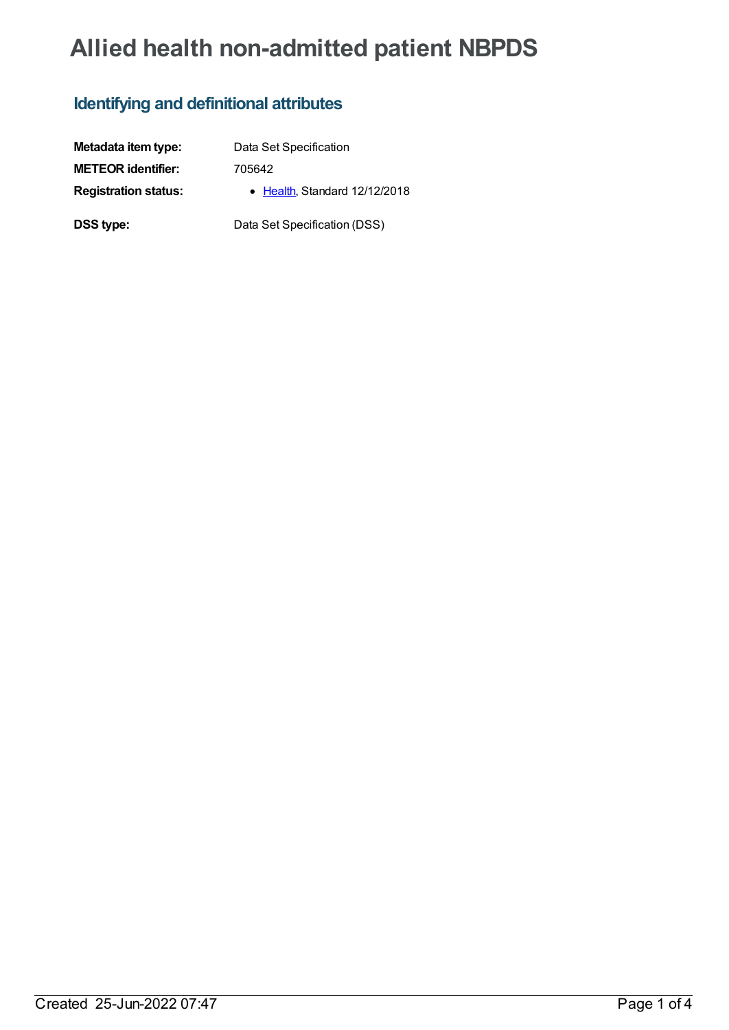# Allied health non-admitted patient NBPDS

## Identifying and definitional attributes

**Metadata item type:** Data Set Specification

**METEOR identifier:** 705642

**Registration status:**
- Health, Standard 12/12/2018

**DSS type:** Data Set Specification (DSS)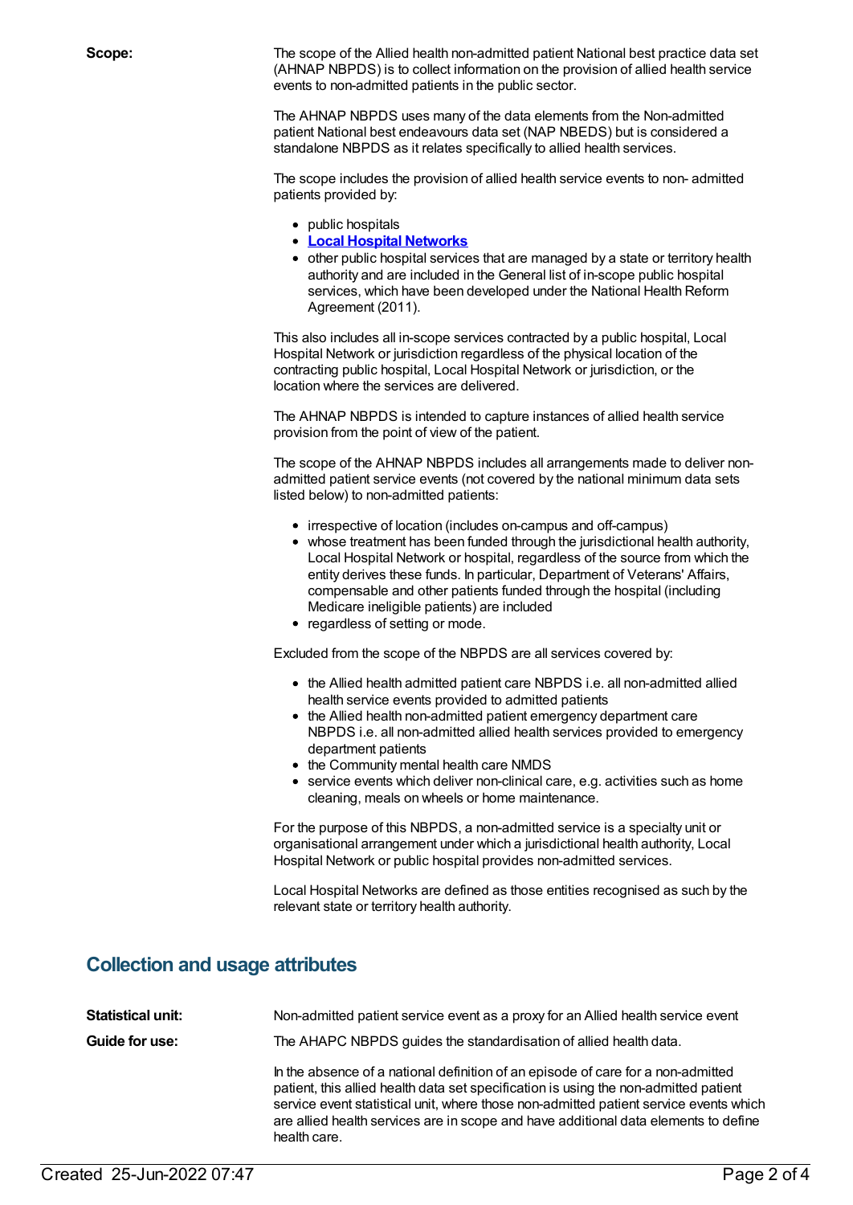**Scope:**

The scope of the Allied health non-admitted patient National best practice data set (AHNAP NBPDS) is to collect information on the provision of allied health service events to non-admitted patients in the public sector.

The AHNAP NBPDS uses many of the data elements from the Non-admitted patient National best endeavours data set (NAP NBEDS) but is considered a standalone NBPDS as it relates specifically to allied health services.

The scope includes the provision of allied health service events to non- admitted patients provided by:

- public hospitals
- **Local Hospital Networks**
- other public hospital services that are managed by a state or territory health authority and are included in the General list of in-scope public hospital services, which have been developed under the National Health Reform Agreement (2011).

This also includes all in-scope services contracted by a public hospital, Local Hospital Network or jurisdiction regardless of the physical location of the contracting public hospital, Local Hospital Network or jurisdiction, or the location where the services are delivered.

The AHNAP NBPDS is intended to capture instances of allied health service provision from the point of view of the patient.

The scope of the AHNAP NBPDS includes all arrangements made to deliver non-admitted patient service events (not covered by the national minimum data sets listed below) to non-admitted patients:

- irrespective of location (includes on-campus and off-campus)
- whose treatment has been funded through the jurisdictional health authority, Local Hospital Network or hospital, regardless of the source from which the entity derives these funds. In particular, Department of Veterans' Affairs, compensable and other patients funded through the hospital (including Medicare ineligible patients) are included
- regardless of setting or mode.

Excluded from the scope of the NBPDS are all services covered by:

- the Allied health admitted patient care NBPDS i.e. all non-admitted allied health service events provided to admitted patients
- the Allied health non-admitted patient emergency department care NBPDS i.e. all non-admitted allied health services provided to emergency department patients
- the Community mental health care NMDS
- service events which deliver non-clinical care, e.g. activities such as home cleaning, meals on wheels or home maintenance.

For the purpose of this NBPDS, a non-admitted service is a specialty unit or organisational arrangement under which a jurisdictional health authority, Local Hospital Network or public hospital provides non-admitted services.

Local Hospital Networks are defined as those entities recognised as such by the relevant state or territory health authority.

## Collection and usage attributes

**Statistical unit:** Non-admitted patient service event as a proxy for an Allied health service event

**Guide for use:** The AHAPC NBPDS guides the standardisation of allied health data.

In the absence of a national definition of an episode of care for a non-admitted patient, this allied health data set specification is using the non-admitted patient service event statistical unit, where those non-admitted patient service events which are allied health services are in scope and have additional data elements to define health care.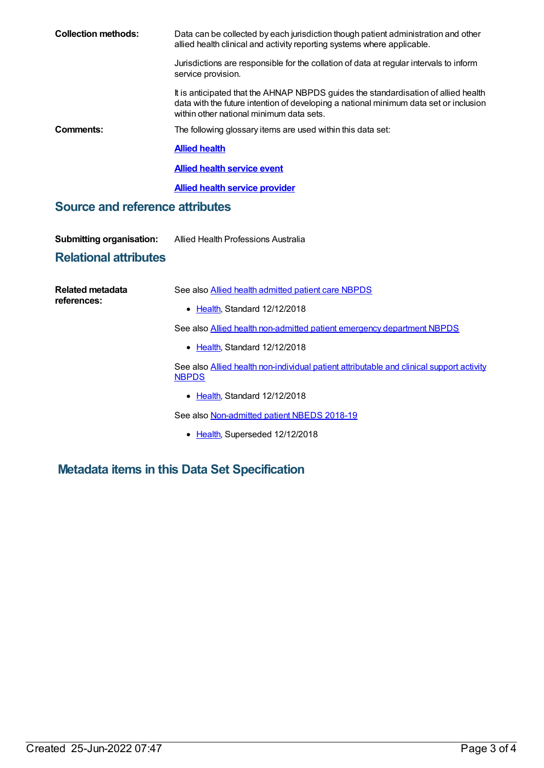**Collection methods:** Data can be collected by each jurisdiction though patient administration and other allied health clinical and activity reporting systems where applicable.

Jurisdictions are responsible for the collation of data at regular intervals to inform service provision.

It is anticipated that the AHNAP NBPDS guides the standardisation of allied health data with the future intention of developing a national minimum data set or inclusion within other national minimum data sets.

**Comments:** The following glossary items are used within this data set:

**Allied health**

**Allied health service event**

**Allied health service provider**

## Source and reference attributes

**Submitting organisation:** Allied Health Professions Australia

## Relational attributes

**Related metadata references:**

See also Allied health admitted patient care NBPDS

- Health, Standard 12/12/2018

See also Allied health non-admitted patient emergency department NBPDS

- Health, Standard 12/12/2018

See also Allied health non-individual patient attributable and clinical support activity NBPDS

- Health, Standard 12/12/2018

See also Non-admitted patient NBEDS 2018-19

- Health, Superseded 12/12/2018

## Metadata items in this Data Set Specification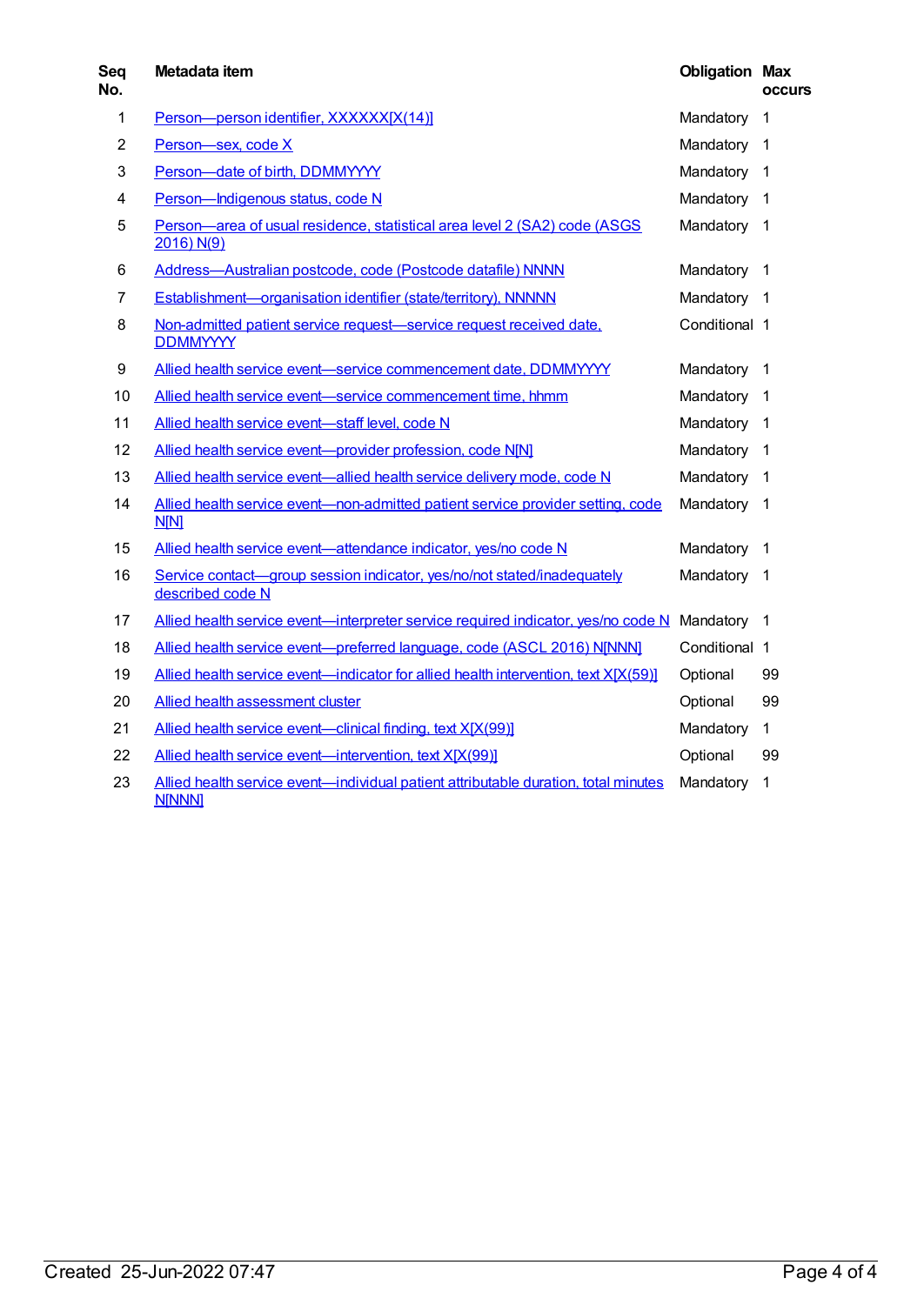| Seq No. | Metadata item | Obligation | Max occurs |
|---|---|---|---|
| 1 | Person—person identifier, XXXXXX[X(14)] | Mandatory | 1 |
| 2 | Person—sex, code X | Mandatory | 1 |
| 3 | Person—date of birth, DDMMYYYY | Mandatory | 1 |
| 4 | Person—Indigenous status, code N | Mandatory | 1 |
| 5 | Person—area of usual residence, statistical area level 2 (SA2) code (ASGS 2016) N(9) | Mandatory | 1 |
| 6 | Address—Australian postcode, code (Postcode datafile) NNNN | Mandatory | 1 |
| 7 | Establishment—organisation identifier (state/territory), NNNNN | Mandatory | 1 |
| 8 | Non-admitted patient service request—service request received date, DDMMYYYY | Conditional | 1 |
| 9 | Allied health service event—service commencement date, DDMMYYYY | Mandatory | 1 |
| 10 | Allied health service event—service commencement time, hhmm | Mandatory | 1 |
| 11 | Allied health service event—staff level, code N | Mandatory | 1 |
| 12 | Allied health service event—provider profession, code N[N] | Mandatory | 1 |
| 13 | Allied health service event—allied health service delivery mode, code N | Mandatory | 1 |
| 14 | Allied health service event—non-admitted patient service provider setting, code N[N] | Mandatory | 1 |
| 15 | Allied health service event—attendance indicator, yes/no code N | Mandatory | 1 |
| 16 | Service contact—group session indicator, yes/no/not stated/inadequately described code N | Mandatory | 1 |
| 17 | Allied health service event—interpreter service required indicator, yes/no code N | Mandatory | 1 |
| 18 | Allied health service event—preferred language, code (ASCL 2016) N[NNN] | Conditional | 1 |
| 19 | Allied health service event—indicator for allied health intervention, text X[X(59)] | Optional | 99 |
| 20 | Allied health assessment cluster | Optional | 99 |
| 21 | Allied health service event—clinical finding, text X[X(99)] | Mandatory | 1 |
| 22 | Allied health service event—intervention, text X[X(99)] | Optional | 99 |
| 23 | Allied health service event—individual patient attributable duration, total minutes N[NNN] | Mandatory | 1 |